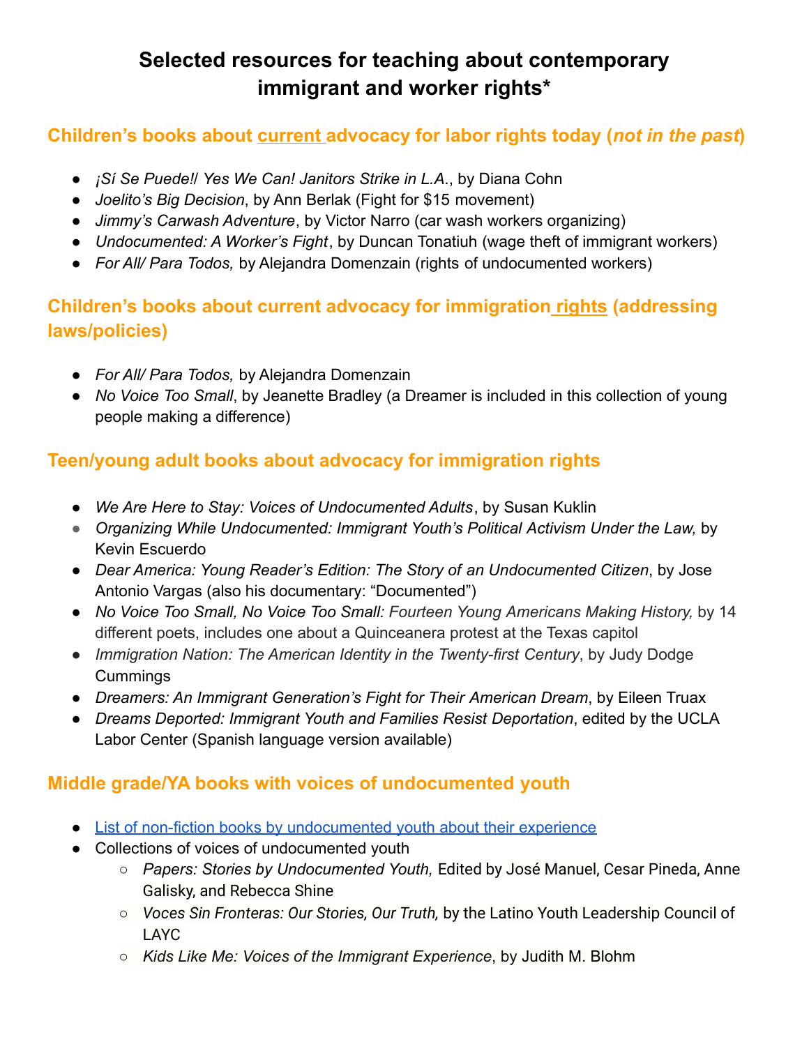# Selected resources for teaching about contemporary immigrant and worker rights*

## Children's books about current advocacy for labor rights today (*not in the past*)

- *¡Sí Se Puede!/ Yes We Can! Janitors Strike in L.A.*, by Diana Cohn
- *Joelito's Big Decision*, by Ann Berlak (Fight for $15 movement)
- *Jimmy's Carwash Adventure*, by Victor Narro (car wash workers organizing)
- *Undocumented: A Worker's Fight*, by Duncan Tonatiuh (wage theft of immigrant workers)
- *For All/ Para Todos,* by Alejandra Domenzain (rights of undocumented workers)

## Children's books about current advocacy for immigration rights (addressing laws/policies)

- *For All/ Para Todos,* by Alejandra Domenzain
- *No Voice Too Small*, by Jeanette Bradley (a Dreamer is included in this collection of young people making a difference)

## Teen/young adult books about advocacy for immigration rights

- *We Are Here to Stay: Voices of Undocumented Adults*, by Susan Kuklin
- *Organizing While Undocumented: Immigrant Youth's Political Activism Under the Law,* by Kevin Escuerdo
- *Dear America: Young Reader's Edition: The Story of an Undocumented Citizen*, by Jose Antonio Vargas (also his documentary: "Documented")
- *No Voice Too Small, No Voice Too Small: Fourteen Young Americans Making History,* by 14 different poets, includes one about a Quinceanera protest at the Texas capitol
- *Immigration Nation: The American Identity in the Twenty-first Century*, by Judy Dodge Cummings
- *Dreamers: An Immigrant Generation's Fight for Their American Dream*, by Eileen Truax
- *Dreams Deported: Immigrant Youth and Families Resist Deportation*, edited by the UCLA Labor Center (Spanish language version available)

## Middle grade/YA books with voices of undocumented youth

- List of non-fiction books by undocumented youth about their experience
- Collections of voices of undocumented youth
  - *Papers: Stories by Undocumented Youth,* Edited by José Manuel, Cesar Pineda, Anne Galisky, and Rebecca Shine
  - *Voces Sin Fronteras: Our Stories, Our Truth,* by the Latino Youth Leadership Council of LAYC
  - *Kids Like Me: Voices of the Immigrant Experience*, by Judith M. Blohm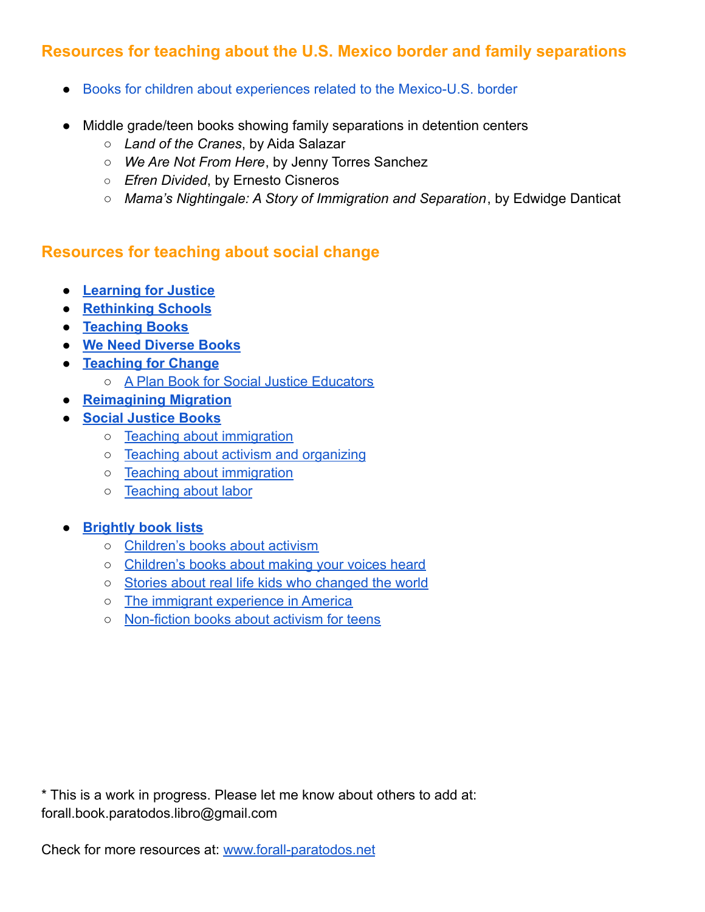## Resources for teaching about the U.S. Mexico border and family separations

- Books for children about experiences related to the Mexico-U.S. border
- Middle grade/teen books showing family separations in detention centers
  - *Land of the Cranes*, by Aida Salazar
  - *We Are Not From Here*, by Jenny Torres Sanchez
  - *Efren Divided*, by Ernesto Cisneros
  - *Mama's Nightingale: A Story of Immigration and Separation*, by Edwidge Danticat

## Resources for teaching about social change

- **Learning for Justice**
- **Rethinking Schools**
- **Teaching Books**
- **We Need Diverse Books**
- **Teaching for Change**
  - A Plan Book for Social Justice Educators
- **Reimagining Migration**
- **Social Justice Books**
  - Teaching about immigration
  - Teaching about activism and organizing
  - Teaching about immigration
  - Teaching about labor
- **Brightly book lists**
  - Children's books about activism
  - Children's books about making your voices heard
  - Stories about real life kids who changed the world
  - The immigrant experience in America
  - Non-fiction books about activism for teens

* This is a work in progress. Please let me know about others to add at: forall.book.paratodos.libro@gmail.com

Check for more resources at: www.forall-paratodos.net